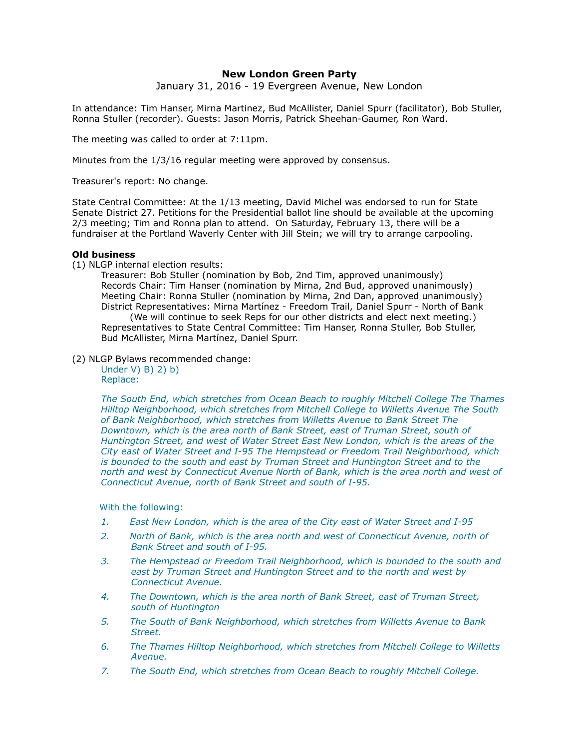# New London Green Party

January 31, 2016 - 19 Evergreen Avenue, New London

In attendance: Tim Hanser, Mirna Martinez, Bud McAllister, Daniel Spurr (facilitator), Bob Stuller, Ronna Stuller (recorder). Guests: Jason Morris, Patrick Sheehan-Gaumer, Ron Ward.

The meeting was called to order at 7:11pm.

Minutes from the 1/3/16 regular meeting were approved by consensus.

Treasurer's report: No change.

State Central Committee: At the 1/13 meeting, David Michel was endorsed to run for State Senate District 27. Petitions for the Presidential ballot line should be available at the upcoming 2/3 meeting; Tim and Ronna plan to attend. On Saturday, February 13, there will be a fundraiser at the Portland Waverly Center with Jill Stein; we will try to arrange carpooling.

**Old business**

(1) NLGP internal election results:

Treasurer: Bob Stuller (nomination by Bob, 2nd Tim, approved unanimously)
Records Chair: Tim Hanser (nomination by Mirna, 2nd Bud, approved unanimously)
Meeting Chair: Ronna Stuller (nomination by Mirna, 2nd Dan, approved unanimously)
District Representatives: Mirna Martínez - Freedom Trail, Daniel Spurr - North of Bank
(We will continue to seek Reps for our other districts and elect next meeting.)
Representatives to State Central Committee: Tim Hanser, Ronna Stuller, Bob Stuller, Bud McAllister, Mirna Martínez, Daniel Spurr.

(2) NLGP Bylaws recommended change:

Under V) B) 2) b)
Replace:

*The South End, which stretches from Ocean Beach to roughly Mitchell College The Thames Hilltop Neighborhood, which stretches from Mitchell College to Willetts Avenue The South of Bank Neighborhood, which stretches from Willetts Avenue to Bank Street The Downtown, which is the area north of Bank Street, east of Truman Street, south of Huntington Street, and west of Water Street East New London, which is the areas of the City east of Water Street and I-95 The Hempstead or Freedom Trail Neighborhood, which is bounded to the south and east by Truman Street and Huntington Street and to the north and west by Connecticut Avenue North of Bank, which is the area north and west of Connecticut Avenue, north of Bank Street and south of I-95.*

With the following:

1. *East New London, which is the area of the City east of Water Street and I-95*
2. *North of Bank, which is the area north and west of Connecticut Avenue, north of Bank Street and south of I-95.*
3. *The Hempstead or Freedom Trail Neighborhood, which is bounded to the south and east by Truman Street and Huntington Street and to the north and west by Connecticut Avenue.*
4. *The Downtown, which is the area north of Bank Street, east of Truman Street, south of Huntington*
5. *The South of Bank Neighborhood, which stretches from Willetts Avenue to Bank Street.*
6. *The Thames Hilltop Neighborhood, which stretches from Mitchell College to Willetts Avenue.*
7. *The South End, which stretches from Ocean Beach to roughly Mitchell College.*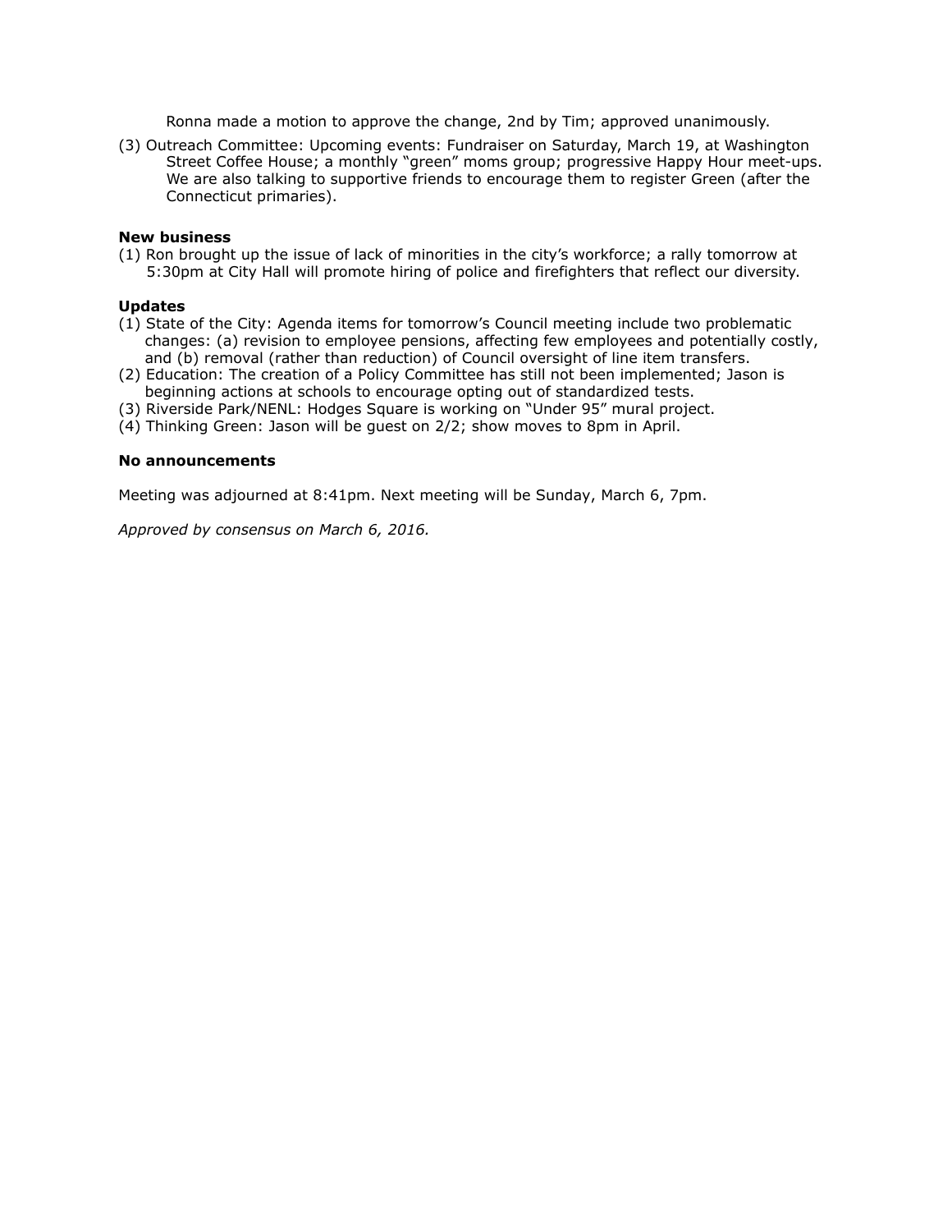Ronna made a motion to approve the change, 2nd by Tim; approved unanimously.

(3) Outreach Committee: Upcoming events: Fundraiser on Saturday, March 19, at Washington Street Coffee House; a monthly "green" moms group; progressive Happy Hour meet-ups. We are also talking to supportive friends to encourage them to register Green (after the Connecticut primaries).

**New business**

(1) Ron brought up the issue of lack of minorities in the city's workforce; a rally tomorrow at 5:30pm at City Hall will promote hiring of police and firefighters that reflect our diversity.

**Updates**

(1) State of the City: Agenda items for tomorrow's Council meeting include two problematic changes: (a) revision to employee pensions, affecting few employees and potentially costly, and (b) removal (rather than reduction) of Council oversight of line item transfers.
(2) Education: The creation of a Policy Committee has still not been implemented; Jason is beginning actions at schools to encourage opting out of standardized tests.
(3) Riverside Park/NENL: Hodges Square is working on "Under 95" mural project.
(4) Thinking Green: Jason will be guest on 2/2; show moves to 8pm in April.

**No announcements**

Meeting was adjourned at 8:41pm. Next meeting will be Sunday, March 6, 7pm.

*Approved by consensus on March 6, 2016.*